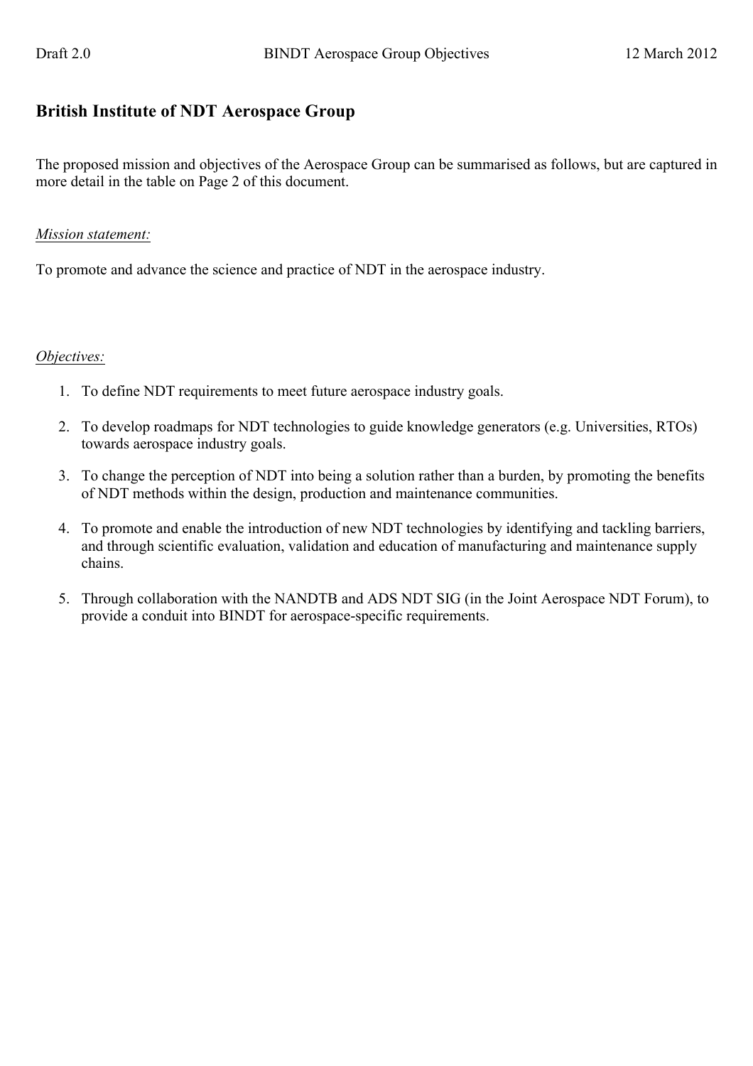## British Institute of NDT Aerospace Group

The proposed mission and objectives of the Aerospace Group can be summarised as follows, but are captured in more detail in the table on Page 2 of this document.

*Mission statement:*

To promote and advance the science and practice of NDT in the aerospace industry.

*Objectives:*

1. To define NDT requirements to meet future aerospace industry goals.
2. To develop roadmaps for NDT technologies to guide knowledge generators (e.g. Universities, RTOs) towards aerospace industry goals.
3. To change the perception of NDT into being a solution rather than a burden, by promoting the benefits of NDT methods within the design, production and maintenance communities.
4. To promote and enable the introduction of new NDT technologies by identifying and tackling barriers, and through scientific evaluation, validation and education of manufacturing and maintenance supply chains.
5. Through collaboration with the NANDTB and ADS NDT SIG (in the Joint Aerospace NDT Forum), to provide a conduit into BINDT for aerospace-specific requirements.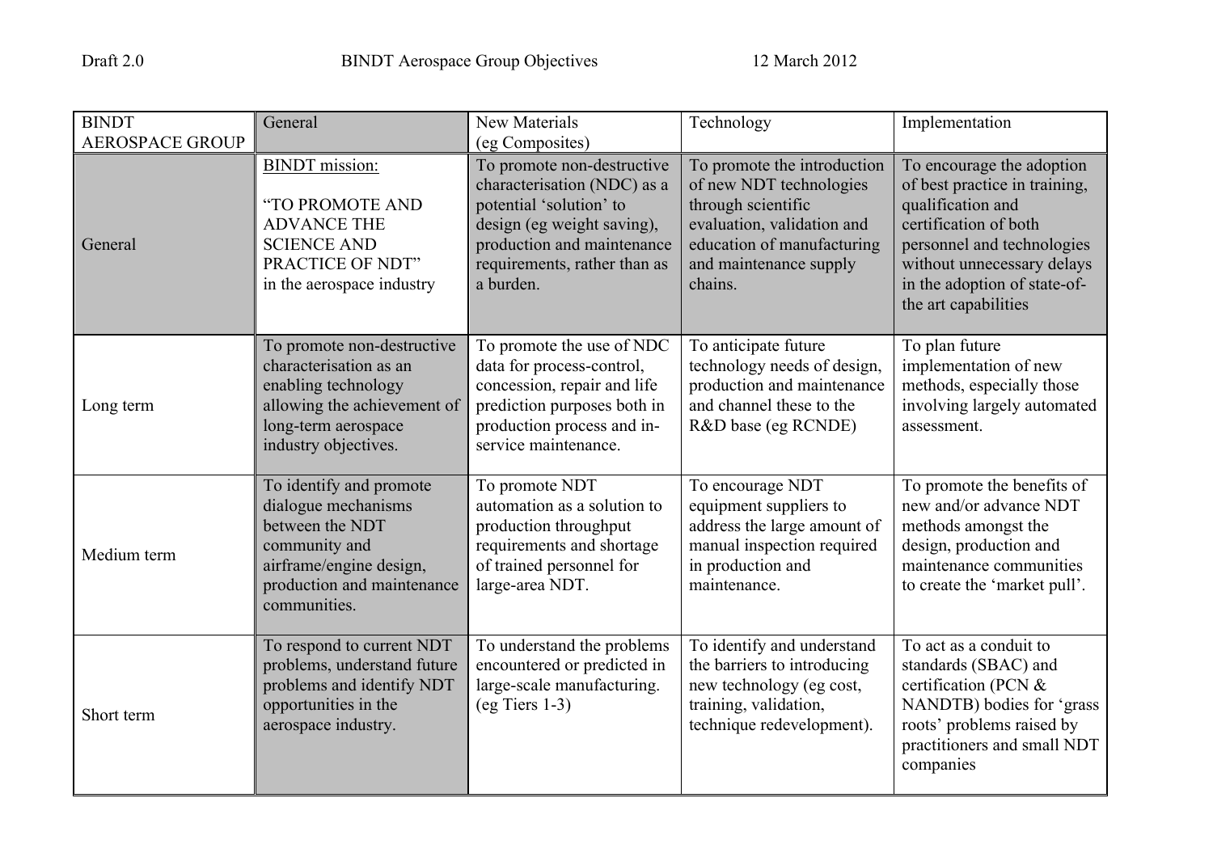Draft 2.0 BINDT Aerospace Group Objectives 12 March 2012

| BINDT AEROSPACE GROUP | General | New Materials (eg Composites) | Technology | Implementation |
|---|---|---|---|---|
| General | BINDT mission: "TO PROMOTE AND ADVANCE THE SCIENCE AND PRACTICE OF NDT" in the aerospace industry | To promote non-destructive characterisation (NDC) as a potential 'solution' to design (eg weight saving), production and maintenance requirements, rather than as a burden. | To promote the introduction of new NDT technologies through scientific evaluation, validation and education of manufacturing and maintenance supply chains. | To encourage the adoption of best practice in training, qualification and certification of both personnel and technologies without unnecessary delays in the adoption of state-of-the art capabilities |
| Long term | To promote non-destructive characterisation as an enabling technology allowing the achievement of long-term aerospace industry objectives. | To promote the use of NDC data for process-control, concession, repair and life prediction purposes both in production process and in-service maintenance. | To anticipate future technology needs of design, production and maintenance and channel these to the R&D base (eg RCNDE) | To plan future implementation of new methods, especially those involving largely automated assessment. |
| Medium term | To identify and promote dialogue mechanisms between the NDT community and airframe/engine design, production and maintenance communities. | To promote NDT automation as a solution to production throughput requirements and shortage of trained personnel for large-area NDT. | To encourage NDT equipment suppliers to address the large amount of manual inspection required in production and maintenance. | To promote the benefits of new and/or advance NDT methods amongst the design, production and maintenance communities to create the 'market pull'. |
| Short term | To respond to current NDT problems, understand future problems and identify NDT opportunities in the aerospace industry. | To understand the problems encountered or predicted in large-scale manufacturing. (eg Tiers 1-3) | To identify and understand the barriers to introducing new technology (eg cost, training, validation, technique redevelopment). | To act as a conduit to standards (SBAC) and certification (PCN & NANDTB) bodies for 'grass roots' problems raised by practitioners and small NDT companies |